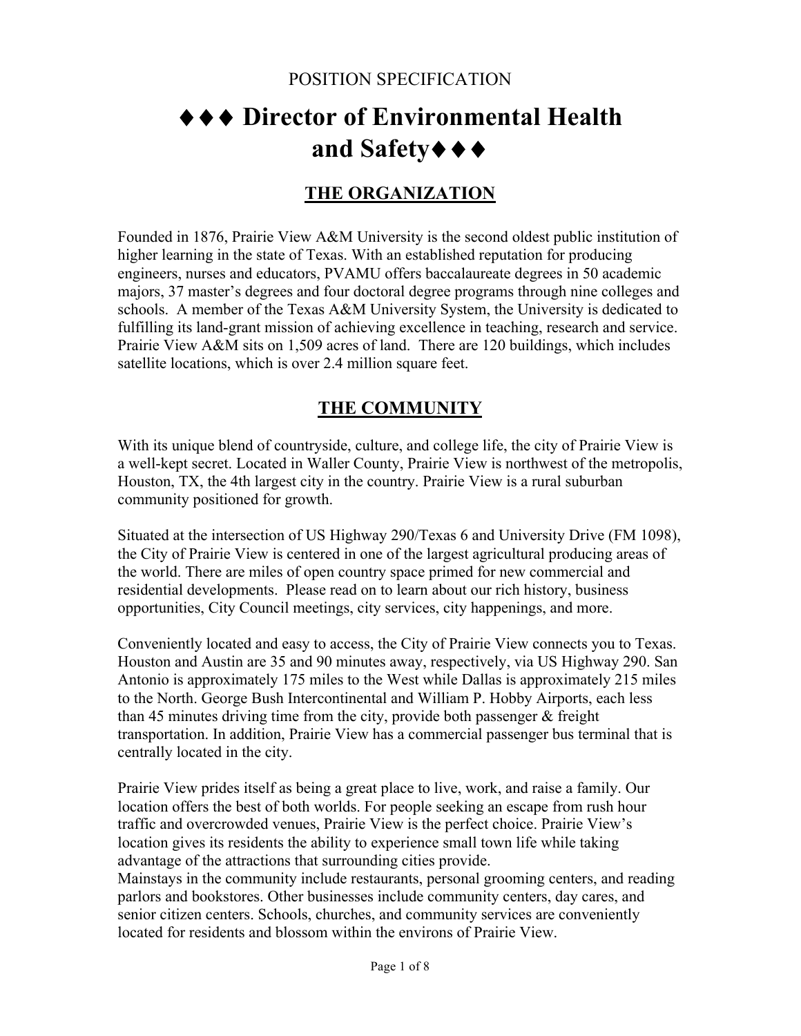POSITION SPECIFICATION

# ♦♦♦ Director of Environmental Health and Safety♦♦♦

## THE ORGANIZATION

Founded in 1876, Prairie View A&M University is the second oldest public institution of higher learning in the state of Texas. With an established reputation for producing engineers, nurses and educators, PVAMU offers baccalaureate degrees in 50 academic majors, 37 master's degrees and four doctoral degree programs through nine colleges and schools. A member of the Texas A&M University System, the University is dedicated to fulfilling its land-grant mission of achieving excellence in teaching, research and service. Prairie View A&M sits on 1,509 acres of land. There are 120 buildings, which includes satellite locations, which is over 2.4 million square feet.

## THE COMMUNITY

With its unique blend of countryside, culture, and college life, the city of Prairie View is a well-kept secret. Located in Waller County, Prairie View is northwest of the metropolis, Houston, TX, the 4th largest city in the country. Prairie View is a rural suburban community positioned for growth.

Situated at the intersection of US Highway 290/Texas 6 and University Drive (FM 1098), the City of Prairie View is centered in one of the largest agricultural producing areas of the world. There are miles of open country space primed for new commercial and residential developments. Please read on to learn about our rich history, business opportunities, City Council meetings, city services, city happenings, and more.

Conveniently located and easy to access, the City of Prairie View connects you to Texas. Houston and Austin are 35 and 90 minutes away, respectively, via US Highway 290. San Antonio is approximately 175 miles to the West while Dallas is approximately 215 miles to the North. George Bush Intercontinental and William P. Hobby Airports, each less than 45 minutes driving time from the city, provide both passenger & freight transportation. In addition, Prairie View has a commercial passenger bus terminal that is centrally located in the city.

Prairie View prides itself as being a great place to live, work, and raise a family. Our location offers the best of both worlds. For people seeking an escape from rush hour traffic and overcrowded venues, Prairie View is the perfect choice. Prairie View's location gives its residents the ability to experience small town life while taking advantage of the attractions that surrounding cities provide.
Mainstays in the community include restaurants, personal grooming centers, and reading parlors and bookstores. Other businesses include community centers, day cares, and senior citizen centers. Schools, churches, and community services are conveniently located for residents and blossom within the environs of Prairie View.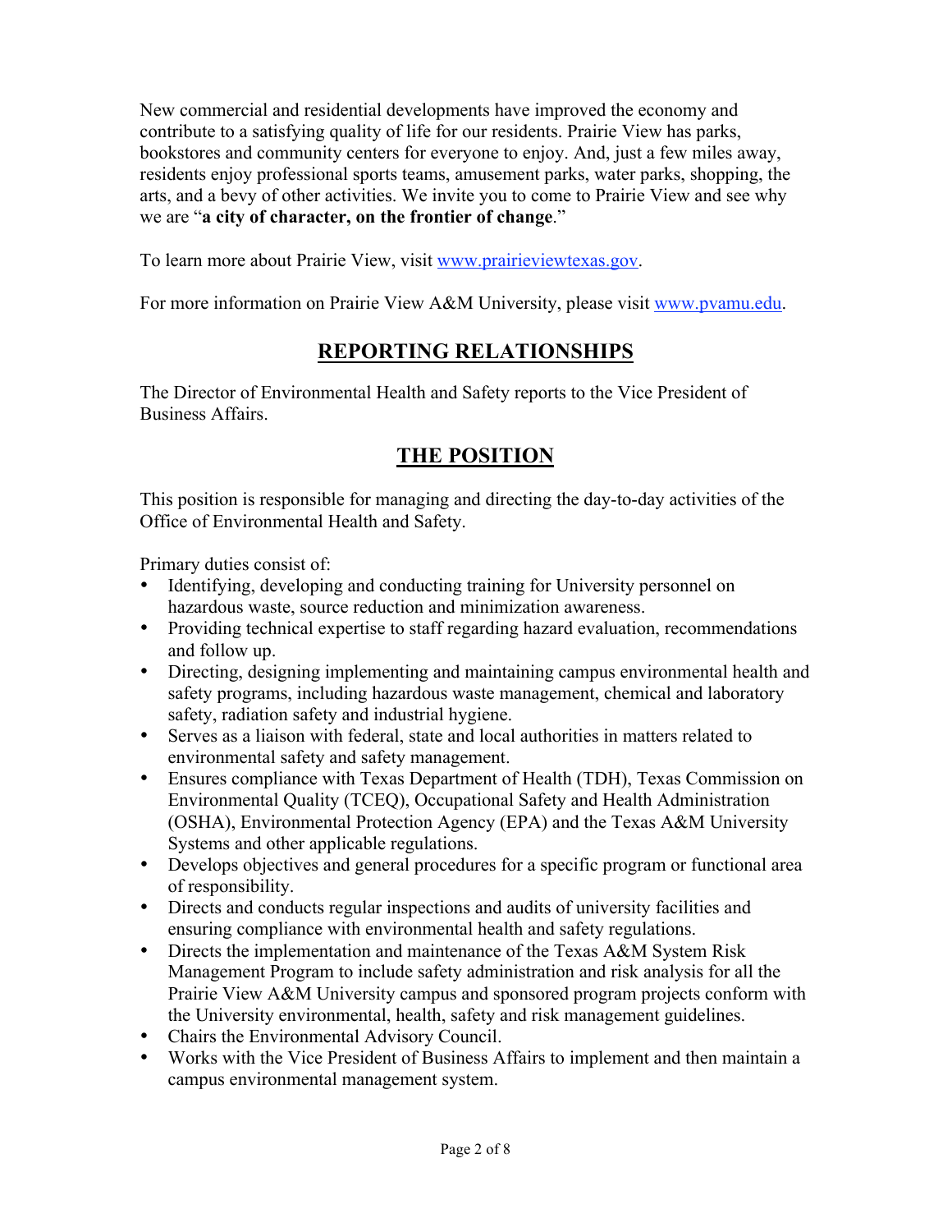New commercial and residential developments have improved the economy and contribute to a satisfying quality of life for our residents. Prairie View has parks, bookstores and community centers for everyone to enjoy. And, just a few miles away, residents enjoy professional sports teams, amusement parks, water parks, shopping, the arts, and a bevy of other activities. We invite you to come to Prairie View and see why we are "**a city of character, on the frontier of change**."

To learn more about Prairie View, visit www.prairieviewtexas.gov.

For more information on Prairie View A&M University, please visit www.pvamu.edu.

## REPORTING RELATIONSHIPS

The Director of Environmental Health and Safety reports to the Vice President of Business Affairs.

## THE POSITION

This position is responsible for managing and directing the day-to-day activities of the Office of Environmental Health and Safety.

Primary duties consist of:

- Identifying, developing and conducting training for University personnel on hazardous waste, source reduction and minimization awareness.
- Providing technical expertise to staff regarding hazard evaluation, recommendations and follow up.
- Directing, designing implementing and maintaining campus environmental health and safety programs, including hazardous waste management, chemical and laboratory safety, radiation safety and industrial hygiene.
- Serves as a liaison with federal, state and local authorities in matters related to environmental safety and safety management.
- Ensures compliance with Texas Department of Health (TDH), Texas Commission on Environmental Quality (TCEQ), Occupational Safety and Health Administration (OSHA), Environmental Protection Agency (EPA) and the Texas A&M University Systems and other applicable regulations.
- Develops objectives and general procedures for a specific program or functional area of responsibility.
- Directs and conducts regular inspections and audits of university facilities and ensuring compliance with environmental health and safety regulations.
- Directs the implementation and maintenance of the Texas A&M System Risk Management Program to include safety administration and risk analysis for all the Prairie View A&M University campus and sponsored program projects conform with the University environmental, health, safety and risk management guidelines.
- Chairs the Environmental Advisory Council.
- Works with the Vice President of Business Affairs to implement and then maintain a campus environmental management system.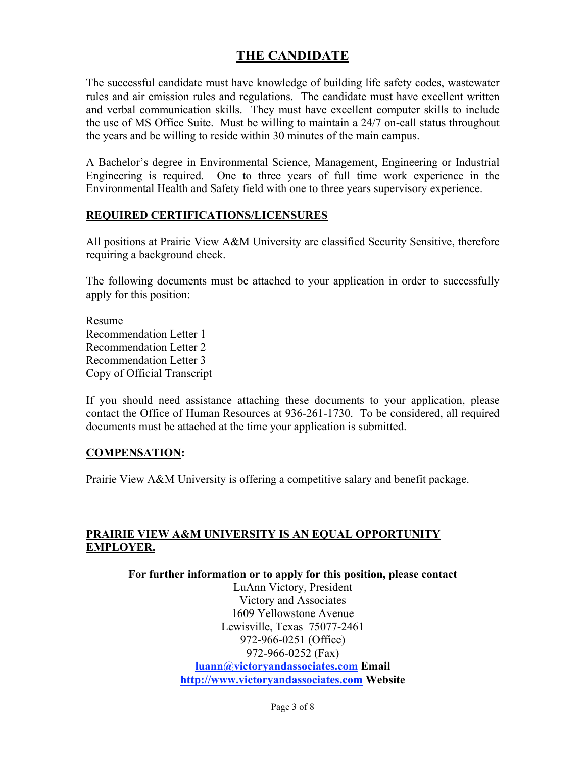## THE CANDIDATE

The successful candidate must have knowledge of building life safety codes, wastewater rules and air emission rules and regulations. The candidate must have excellent written and verbal communication skills. They must have excellent computer skills to include the use of MS Office Suite. Must be willing to maintain a 24/7 on-call status throughout the years and be willing to reside within 30 minutes of the main campus.

A Bachelor's degree in Environmental Science, Management, Engineering or Industrial Engineering is required. One to three years of full time work experience in the Environmental Health and Safety field with one to three years supervisory experience.

### REQUIRED CERTIFICATIONS/LICENSURES

All positions at Prairie View A&M University are classified Security Sensitive, therefore requiring a background check.

The following documents must be attached to your application in order to successfully apply for this position:

Resume
Recommendation Letter 1
Recommendation Letter 2
Recommendation Letter 3
Copy of Official Transcript

If you should need assistance attaching these documents to your application, please contact the Office of Human Resources at 936-261-1730. To be considered, all required documents must be attached at the time your application is submitted.

### COMPENSATION:

Prairie View A&M University is offering a competitive salary and benefit package.

**PRAIRIE VIEW A&M UNIVERSITY IS AN EQUAL OPPORTUNITY EMPLOYER.**

**For further information or to apply for this position, please contact**
LuAnn Victory, President
Victory and Associates
1609 Yellowstone Avenue
Lewisville, Texas 75077-2461
972-966-0251 (Office)
972-966-0252 (Fax)
luann@victoryandassociates.com **Email**
http://www.victoryandassociates.com **Website**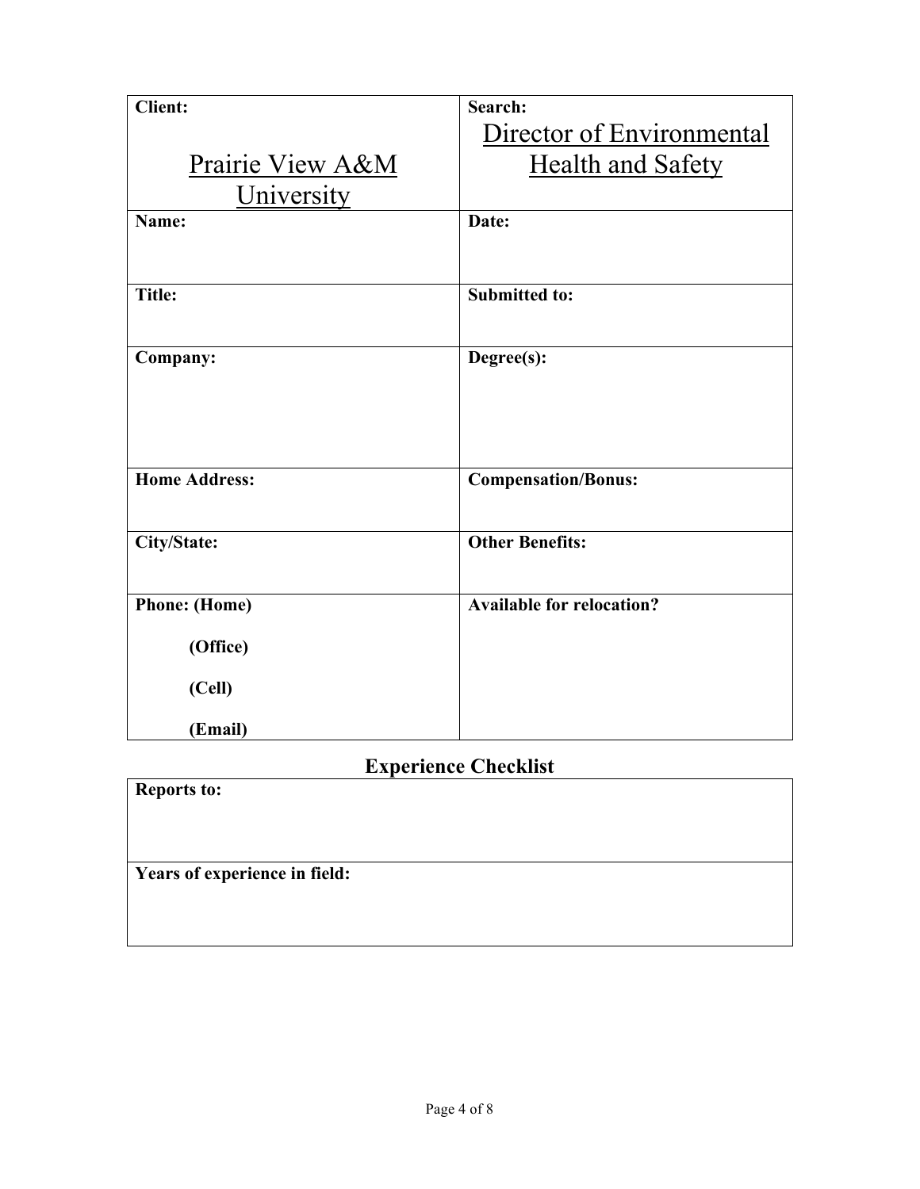| **Client:** Prairie View A&M University | **Search:** Director of Environmental Health and Safety |
|---|---|
| **Name:** | **Date:** |
| **Title:** | **Submitted to:** |
| **Company:** | **Degree(s):** |
| **Home Address:** | **Compensation/Bonus:** |
| **City/State:** | **Other Benefits:** |
| **Phone: (Home)**<br>**(Office)**<br>**(Cell)**<br>**(Email)** | **Available for relocation?** |

## Experience Checklist

| **Reports to:** |
|---|
| **Years of experience in field:** |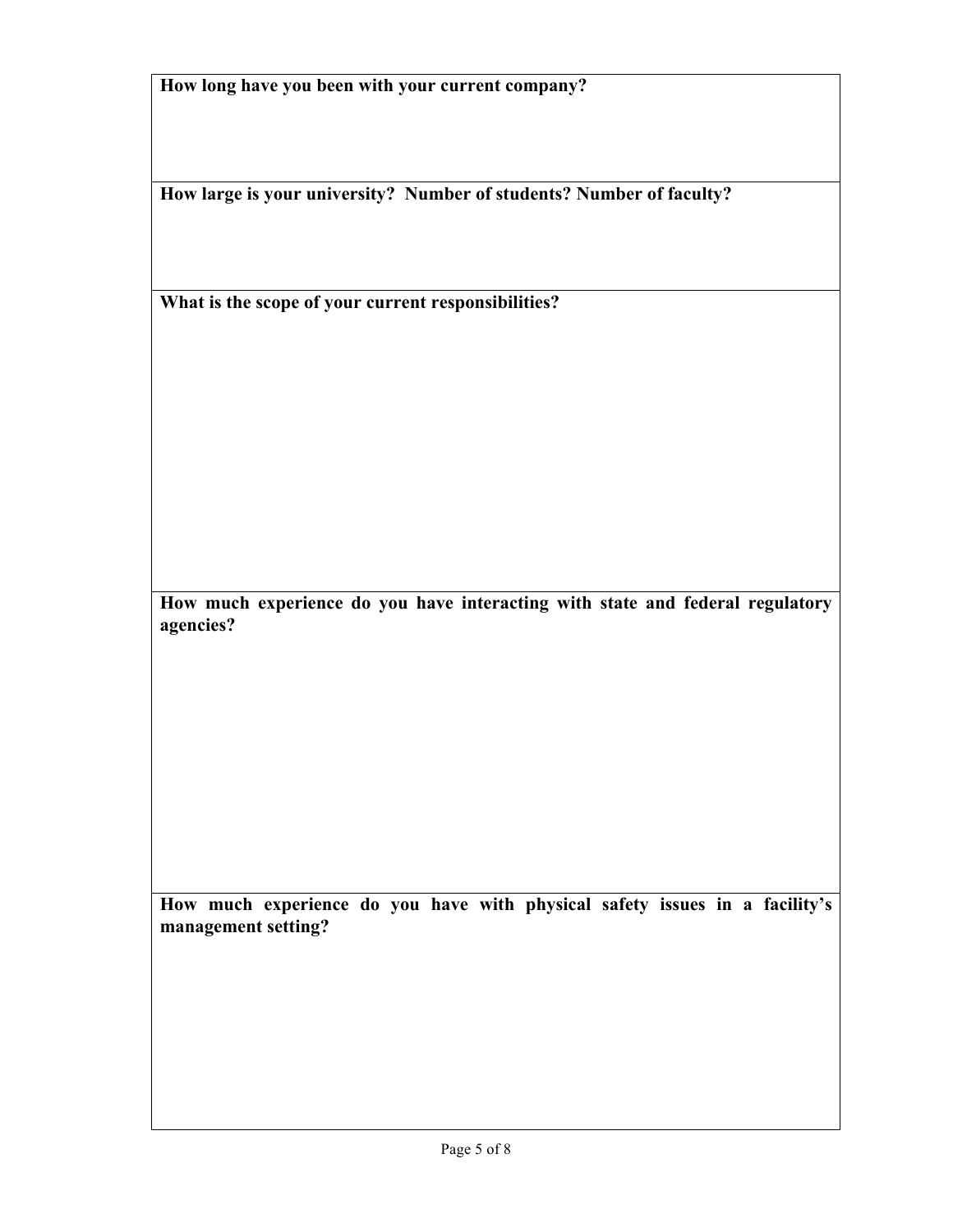**How long have you been with your current company?**

**How large is your university? Number of students? Number of faculty?**

**What is the scope of your current responsibilities?**

**How much experience do you have interacting with state and federal regulatory agencies?**

**How much experience do you have with physical safety issues in a facility's management setting?**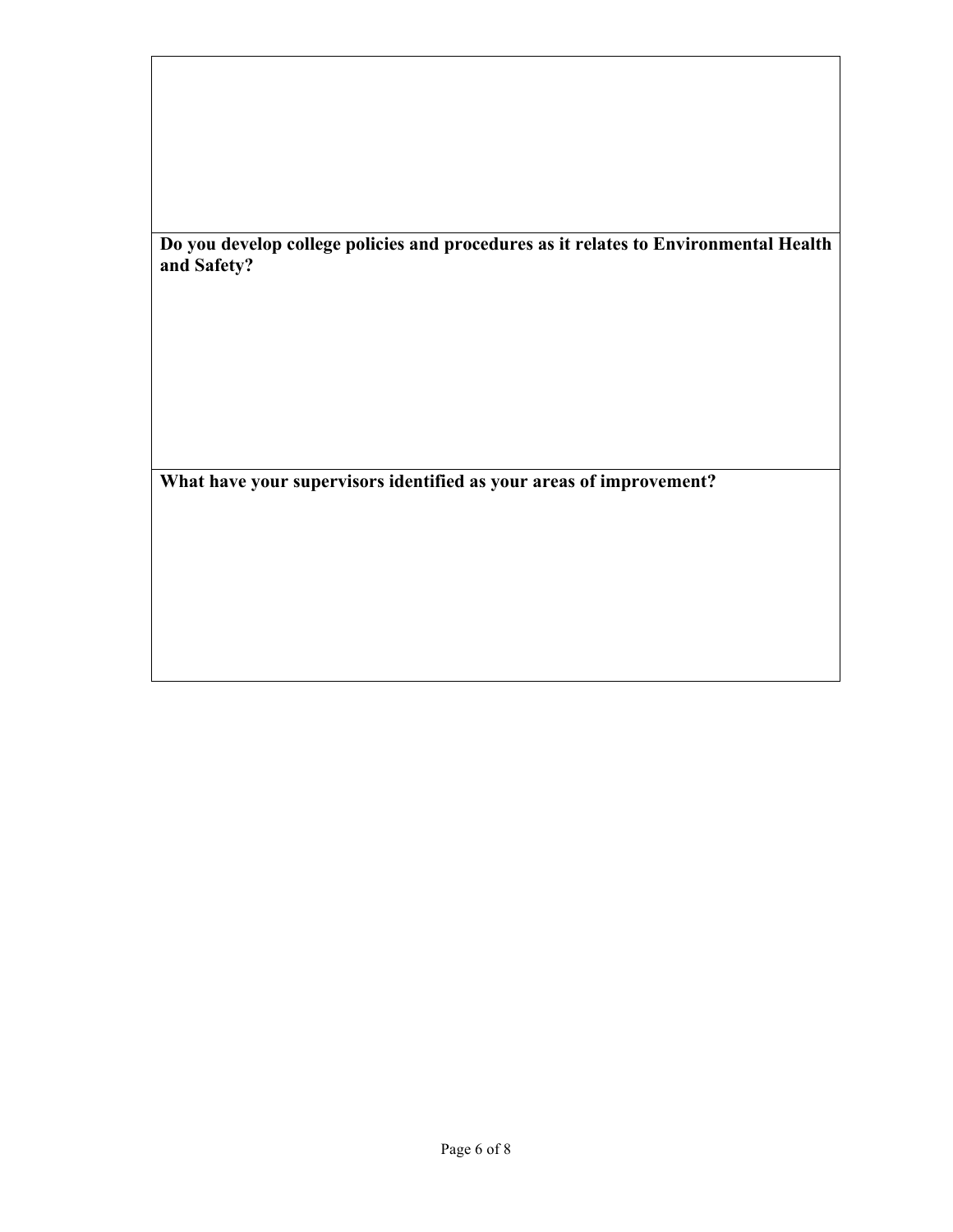**Do you develop college policies and procedures as it relates to Environmental Health and Safety?**

**What have your supervisors identified as your areas of improvement?**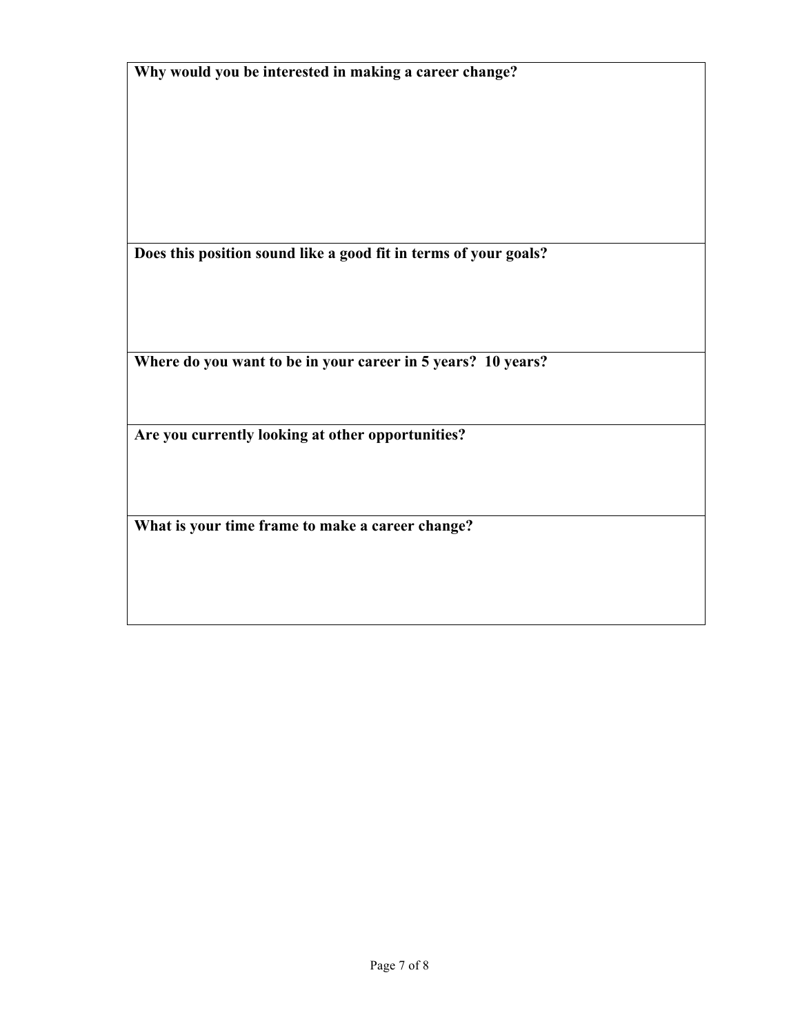| **Why would you be interested in making a career change?** |
|---|
| |
| **Does this position sound like a good fit in terms of your goals?** |
| |
| **Where do you want to be in your career in 5 years? 10 years?** |
| |
| **Are you currently looking at other opportunities?** |
| |
| **What is your time frame to make a career change?** |
| |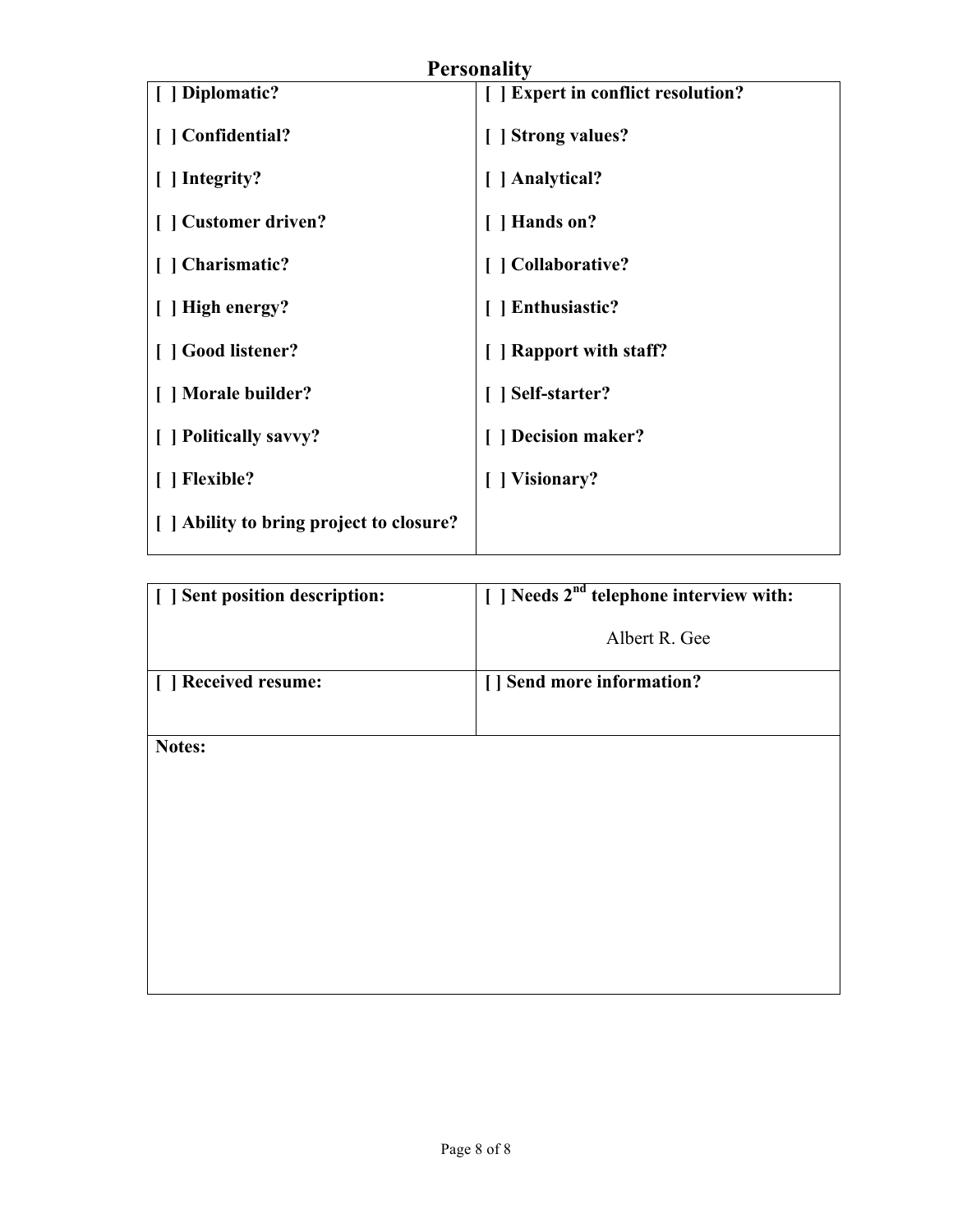## Personality

| | |
|---|---|
| **[ ] Diplomatic?** | **[ ] Expert in conflict resolution?** |
| **[ ] Confidential?** | **[ ] Strong values?** |
| **[ ] Integrity?** | **[ ] Analytical?** |
| **[ ] Customer driven?** | **[ ] Hands on?** |
| **[ ] Charismatic?** | **[ ] Collaborative?** |
| **[ ] High energy?** | **[ ] Enthusiastic?** |
| **[ ] Good listener?** | **[ ] Rapport with staff?** |
| **[ ] Morale builder?** | **[ ] Self-starter?** |
| **[ ] Politically savvy?** | **[ ] Decision maker?** |
| **[ ] Flexible?** | **[ ] Visionary?** |
| **[ ] Ability to bring project to closure?** | |

| | |
|---|---|
| **[ ] Sent position description:** | **[ ] Needs 2nd telephone interview with:** Albert R. Gee |
| **[ ] Received resume:** | **[] Send more information?** |

**Notes:**